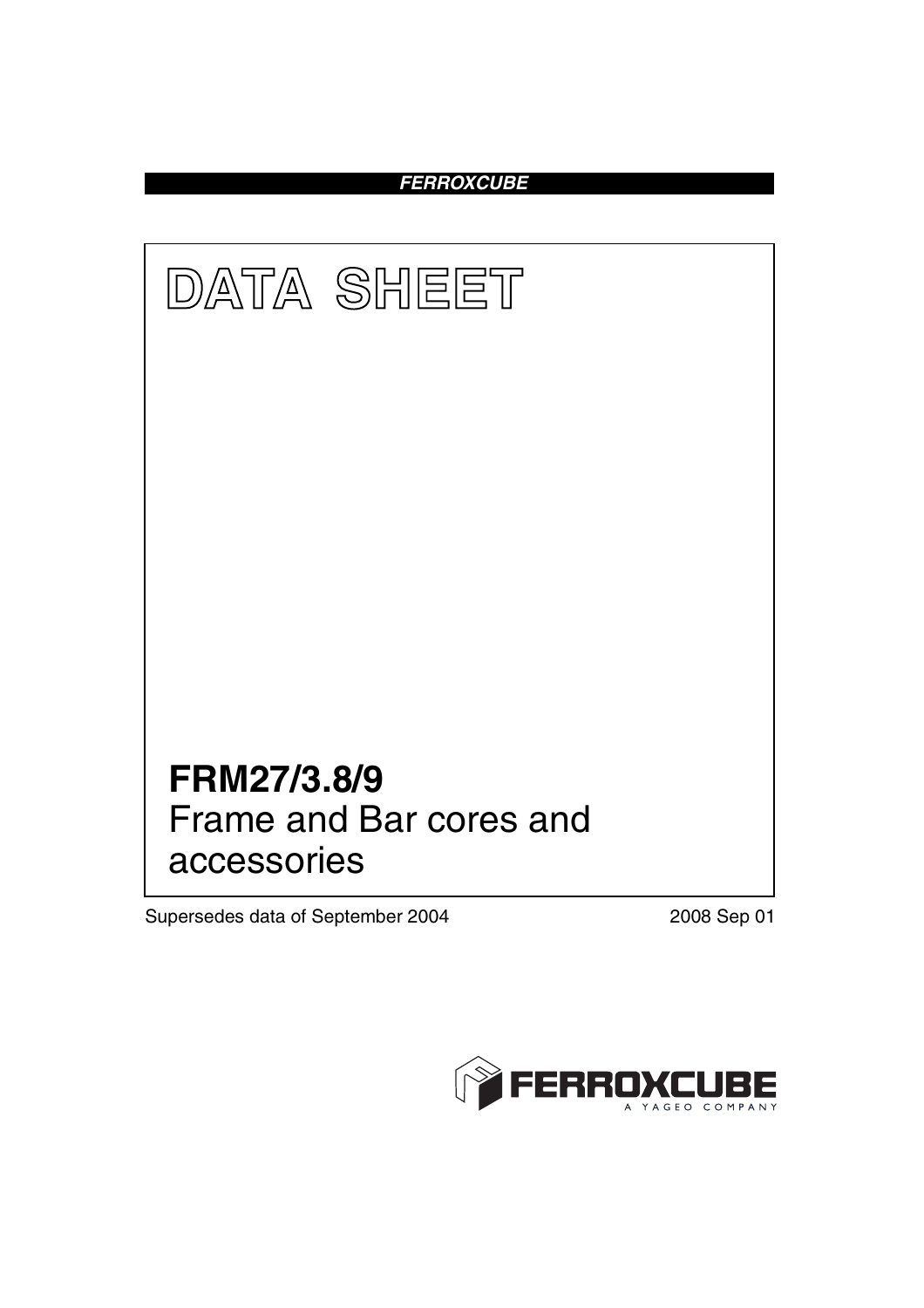**FERROXCUBE**

# DATA SHEET

## FRM27/3.8/9
Frame and Bar cores and accessories

Supersedes data of September 2004

2008 Sep 01

FERROXCUBE
A YAGEO COMPANY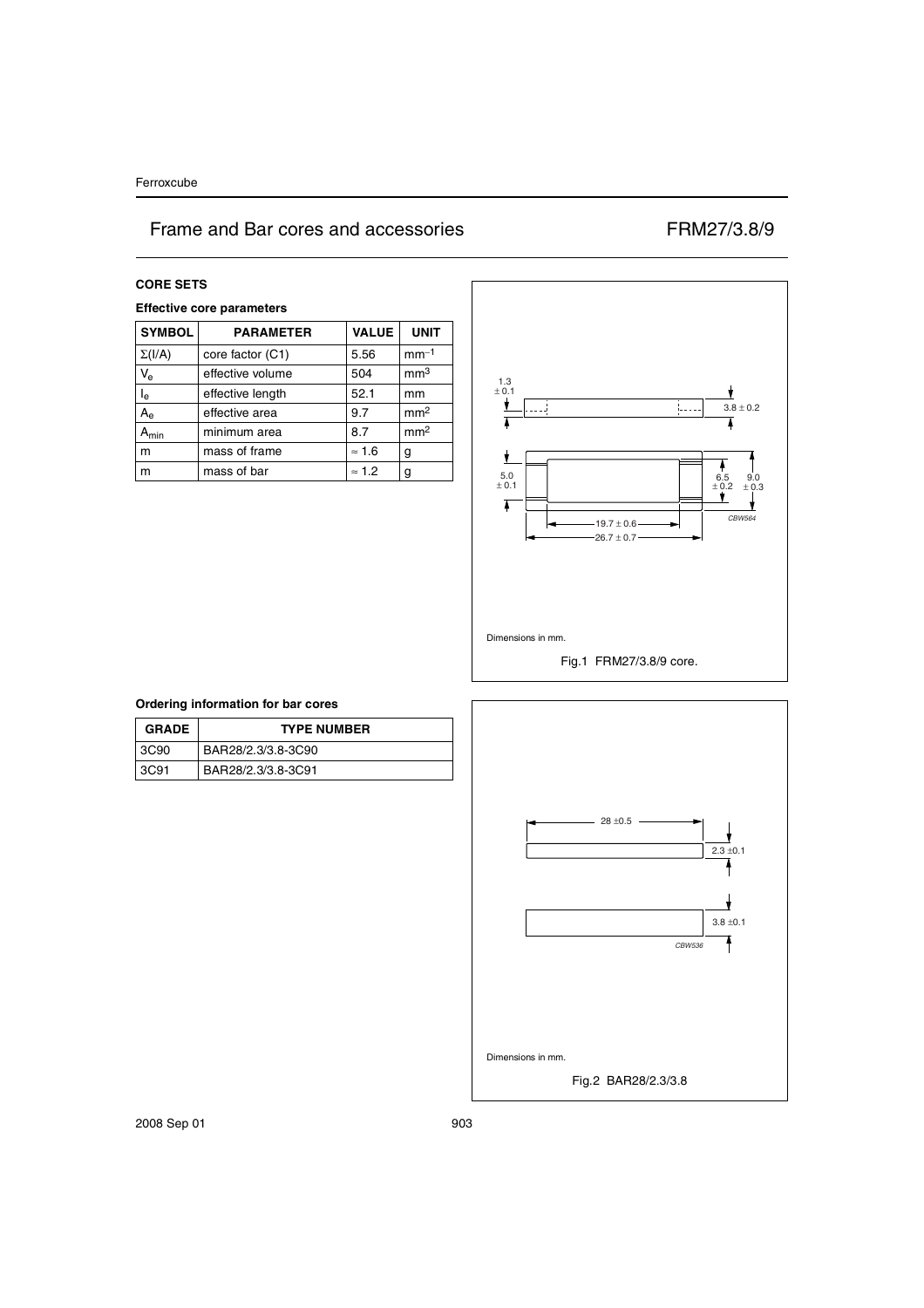# Frame and Bar cores and accessories — FRM27/3.8/9

## CORE SETS

### Effective core parameters

| SYMBOL | PARAMETER | VALUE | UNIT |
|---|---|---|---|
| $\Sigma(I/A)$ | core factor (C1) | 5.56 | $mm^{-1}$ |
| $V_e$ | effective volume | 504 | $mm^3$ |
| $I_e$ | effective length | 52.1 | mm |
| $A_e$ | effective area | 9.7 | $mm^2$ |
| $A_{min}$ | minimum area | 8.7 | $mm^2$ |
| m | mass of frame | ≈ 1.6 | g |
| m | mass of bar | ≈ 1.2 | g |

Dimensions in mm.

Fig.1 FRM27/3.8/9 core.

### Ordering information for bar cores

| GRADE | TYPE NUMBER |
|---|---|
| 3C90 | BAR28/2.3/3.8-3C90 |
| 3C91 | BAR28/2.3/3.8-3C91 |

Dimensions in mm.

Fig.2 BAR28/2.3/3.8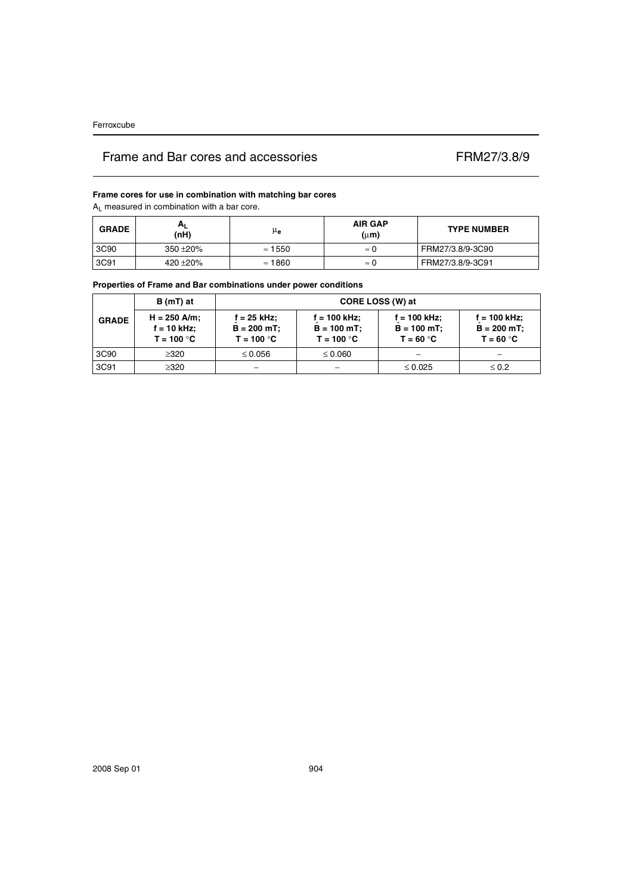## Frame and Bar cores and accessories FRM27/3.8/9

### Frame cores for use in combination with matching bar cores

$A_L$ measured in combination with a bar core.

| GRADE | $A_L$ (nH) | $\mu_e$ | AIR GAP ($\mu$m) | TYPE NUMBER |
|---|---|---|---|---|
| 3C90 | 350 ±20% | ≈ 1550 | ≈ 0 | FRM27/3.8/9-3C90 |
| 3C91 | 420 ±20% | ≈ 1860 | ≈ 0 | FRM27/3.8/9-3C91 |

### Properties of Frame and Bar combinations under power conditions

| GRADE | B (mT) at | CORE LOSS (W) at | | | |
|---|---|---|---|---|---|
| | H = 250 A/m; f = 10 kHz; T = 100 °C | f = 25 kHz; $\hat{B}$ = 200 mT; T = 100 °C | f = 100 kHz; $\hat{B}$ = 100 mT; T = 100 °C | f = 100 kHz; $\hat{B}$ = 100 mT; T = 60 °C | f = 100 kHz; $\hat{B}$ = 200 mT; T = 60 °C |
| 3C90 | ≥320 | ≤ 0.056 | ≤ 0.060 | − | − |
| 3C91 | ≥320 | − | − | ≤ 0.025 | ≤ 0.2 |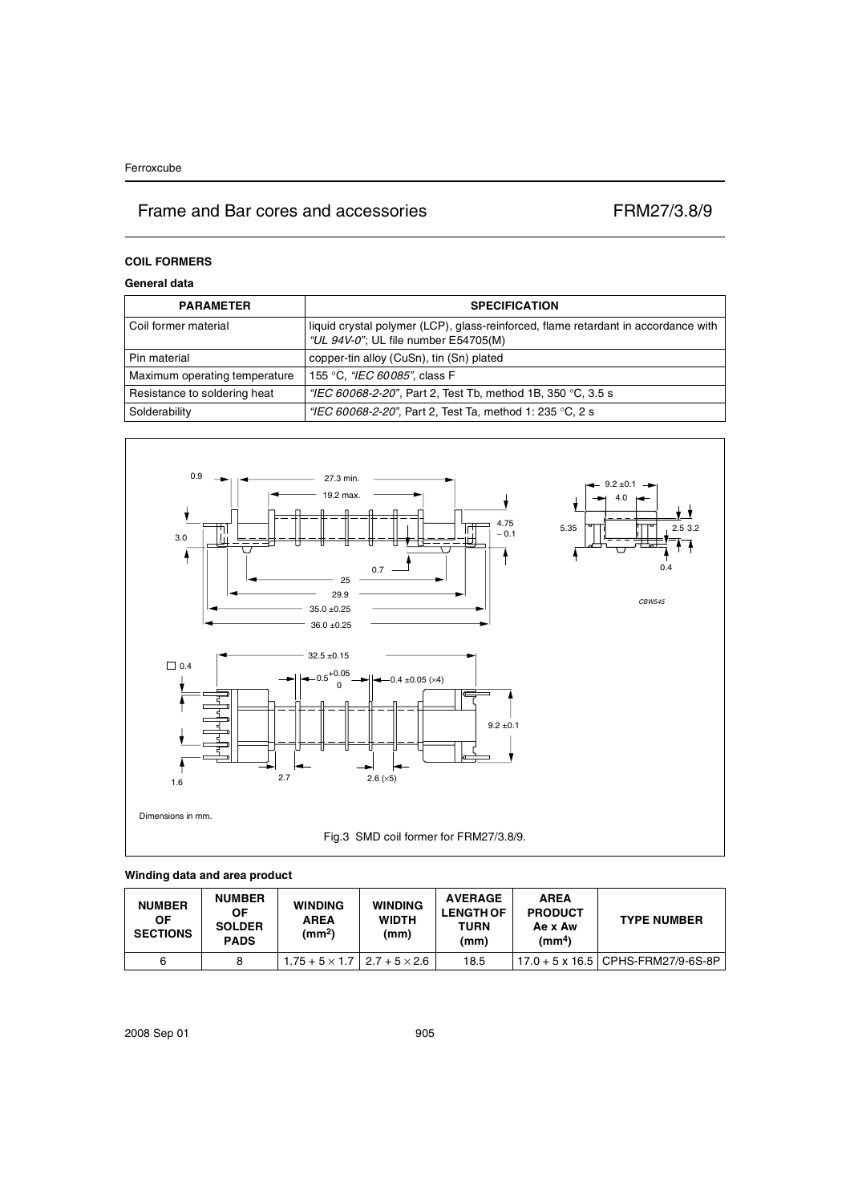## COIL FORMERS

### General data

| PARAMETER | SPECIFICATION |
|---|---|
| Coil former material | liquid crystal polymer (LCP), glass-reinforced, flame retardant in accordance with *"UL 94V-0"*; UL file number E54705(M) |
| Pin material | copper-tin alloy (CuSn), tin (Sn) plated |
| Maximum operating temperature | 155 °C, *"IEC 60085"*, class F |
| Resistance to soldering heat | *"IEC 60068-2-20"*, Part 2, Test Tb, method 1B, 350 °C, 3.5 s |
| Solderability | *"IEC 60068-2-20"*, Part 2, Test Ta, method 1: 235 °C, 2 s |

Dimensions in mm.

Fig.3 SMD coil former for FRM27/3.8/9.

### Winding data and area product

| NUMBER OF SECTIONS | NUMBER OF SOLDER PADS | WINDING AREA ($mm^2$) | WINDING WIDTH (mm) | AVERAGE LENGTH OF TURN (mm) | AREA PRODUCT Ae x Aw ($mm^4$) | TYPE NUMBER |
|---|---|---|---|---|---|---|
| 6 | 8 | $1.75 + 5 \times 1.7$ | $2.7 + 5 \times 2.6$ | 18.5 | 17.0 + 5 x 16.5 | CPHS-FRM27/9-6S-8P |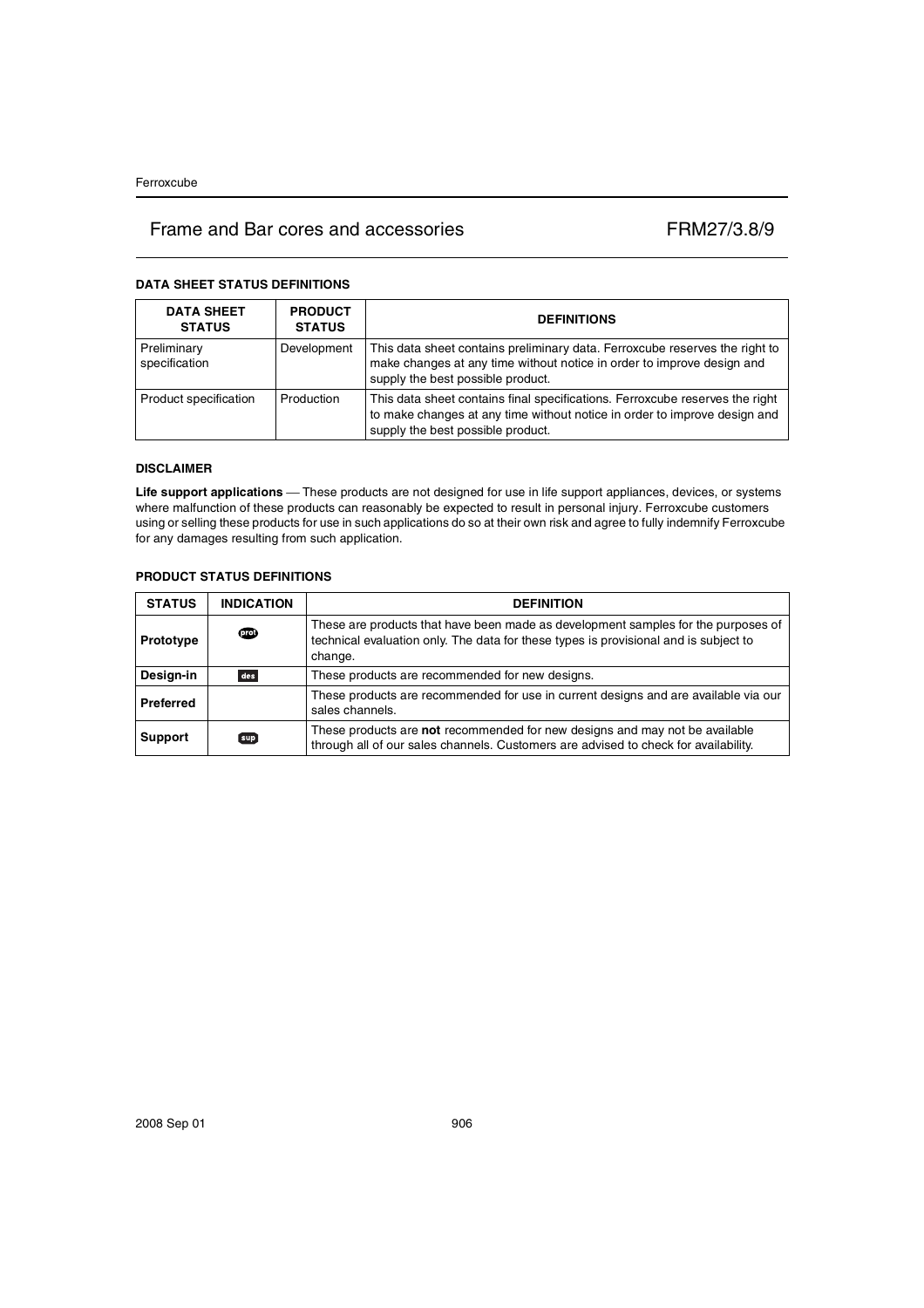## DATA SHEET STATUS DEFINITIONS

| DATA SHEET STATUS | PRODUCT STATUS | DEFINITIONS |
|---|---|---|
| Preliminary specification | Development | This data sheet contains preliminary data. Ferroxcube reserves the right to make changes at any time without notice in order to improve design and supply the best possible product. |
| Product specification | Production | This data sheet contains final specifications. Ferroxcube reserves the right to make changes at any time without notice in order to improve design and supply the best possible product. |

## DISCLAIMER

**Life support applications** — These products are not designed for use in life support appliances, devices, or systems where malfunction of these products can reasonably be expected to result in personal injury. Ferroxcube customers using or selling these products for use in such applications do so at their own risk and agree to fully indemnify Ferroxcube for any damages resulting from such application.

## PRODUCT STATUS DEFINITIONS

| STATUS | INDICATION | DEFINITION |
|---|---|---|
| **Prototype** | prot | These are products that have been made as development samples for the purposes of technical evaluation only. The data for these types is provisional and is subject to change. |
| **Design-in** | des | These products are recommended for new designs. |
| **Preferred** | | These products are recommended for use in current designs and are available via our sales channels. |
| **Support** | sup | These products are **not** recommended for new designs and may not be available through all of our sales channels. Customers are advised to check for availability. |